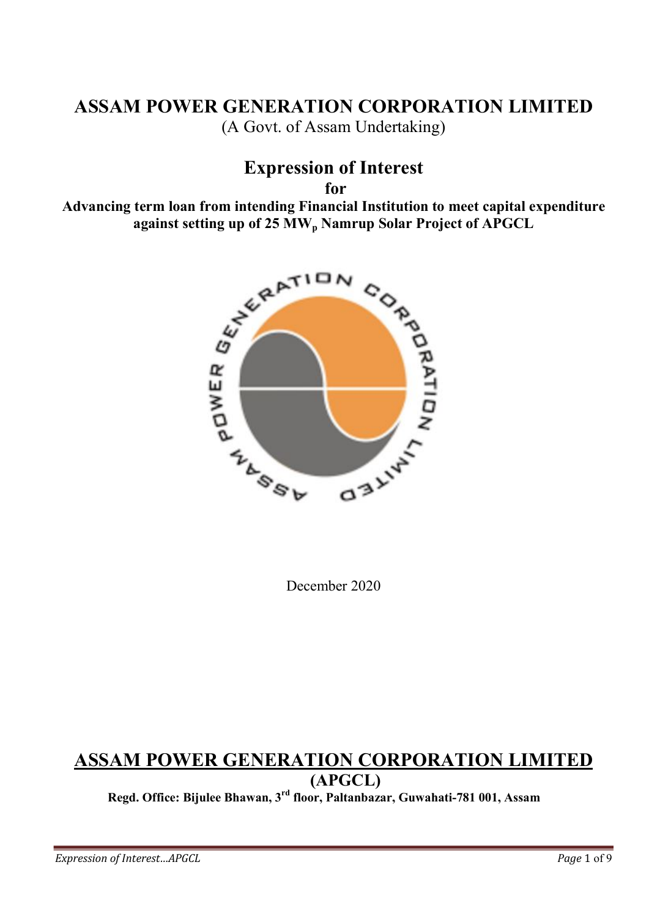# ASSAM POWER GENERATION CORPORATION LIMITED

(A Govt. of Assam Undertaking)

## Expression of Interest

**for**

**Advancing term loan from intending Financial Institution to meet capital expenditure against setting up of 25 $MW_p$ Namrup Solar Project of APGCL**

December 2020

## ASSAM POWER GENERATION CORPORATION LIMITED

**(APGCL)**

**Regd. Office: Bijulee Bhawan, 3rd floor, Paltanbazar, Guwahati-781 001, Assam**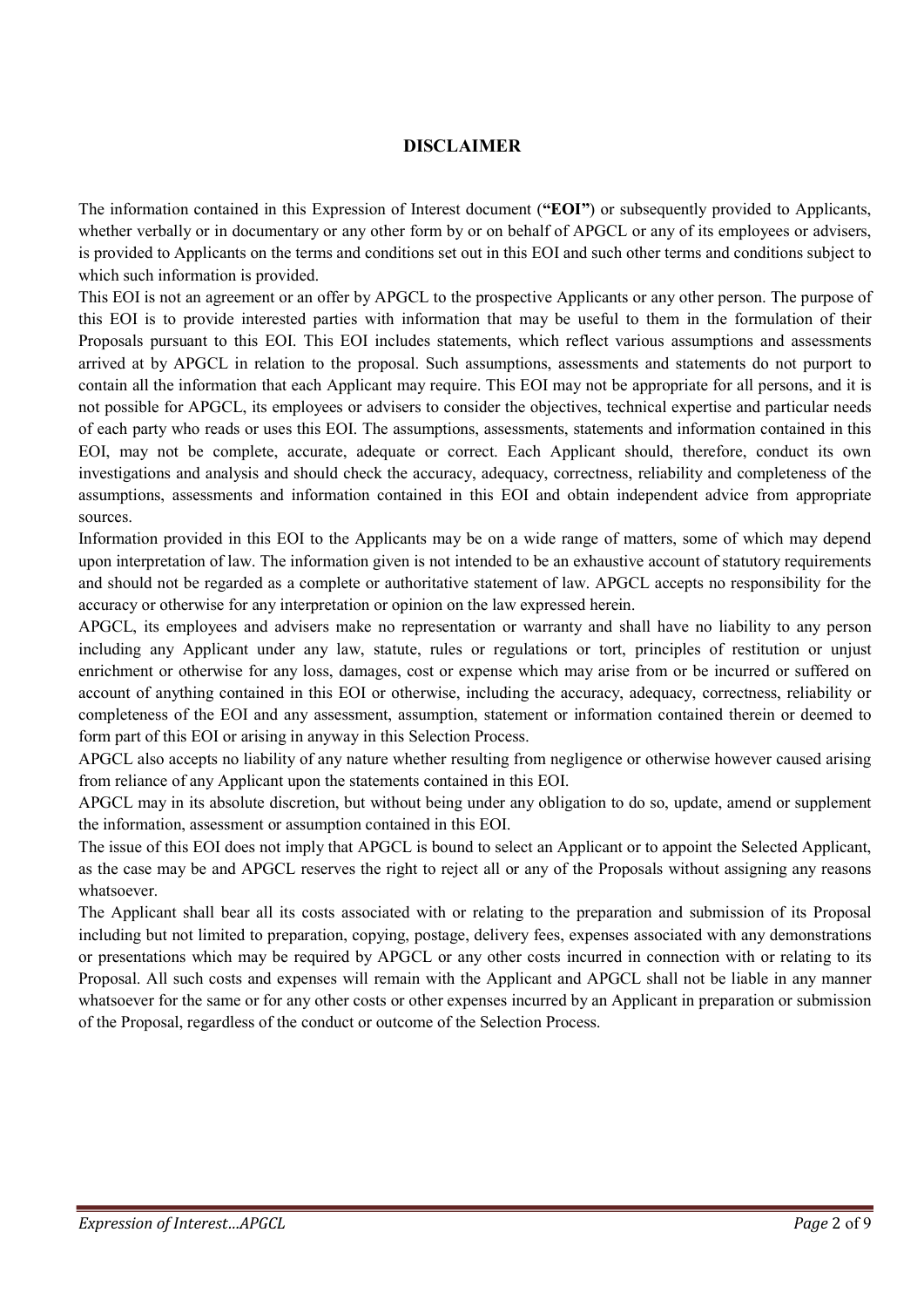## DISCLAIMER

The information contained in this Expression of Interest document (**"EOI"**) or subsequently provided to Applicants, whether verbally or in documentary or any other form by or on behalf of APGCL or any of its employees or advisers, is provided to Applicants on the terms and conditions set out in this EOI and such other terms and conditions subject to which such information is provided.

This EOI is not an agreement or an offer by APGCL to the prospective Applicants or any other person. The purpose of this EOI is to provide interested parties with information that may be useful to them in the formulation of their Proposals pursuant to this EOI. This EOI includes statements, which reflect various assumptions and assessments arrived at by APGCL in relation to the proposal. Such assumptions, assessments and statements do not purport to contain all the information that each Applicant may require. This EOI may not be appropriate for all persons, and it is not possible for APGCL, its employees or advisers to consider the objectives, technical expertise and particular needs of each party who reads or uses this EOI. The assumptions, assessments, statements and information contained in this EOI, may not be complete, accurate, adequate or correct. Each Applicant should, therefore, conduct its own investigations and analysis and should check the accuracy, adequacy, correctness, reliability and completeness of the assumptions, assessments and information contained in this EOI and obtain independent advice from appropriate sources.

Information provided in this EOI to the Applicants may be on a wide range of matters, some of which may depend upon interpretation of law. The information given is not intended to be an exhaustive account of statutory requirements and should not be regarded as a complete or authoritative statement of law. APGCL accepts no responsibility for the accuracy or otherwise for any interpretation or opinion on the law expressed herein.

APGCL, its employees and advisers make no representation or warranty and shall have no liability to any person including any Applicant under any law, statute, rules or regulations or tort, principles of restitution or unjust enrichment or otherwise for any loss, damages, cost or expense which may arise from or be incurred or suffered on account of anything contained in this EOI or otherwise, including the accuracy, adequacy, correctness, reliability or completeness of the EOI and any assessment, assumption, statement or information contained therein or deemed to form part of this EOI or arising in anyway in this Selection Process.

APGCL also accepts no liability of any nature whether resulting from negligence or otherwise however caused arising from reliance of any Applicant upon the statements contained in this EOI.

APGCL may in its absolute discretion, but without being under any obligation to do so, update, amend or supplement the information, assessment or assumption contained in this EOI.

The issue of this EOI does not imply that APGCL is bound to select an Applicant or to appoint the Selected Applicant, as the case may be and APGCL reserves the right to reject all or any of the Proposals without assigning any reasons whatsoever.

The Applicant shall bear all its costs associated with or relating to the preparation and submission of its Proposal including but not limited to preparation, copying, postage, delivery fees, expenses associated with any demonstrations or presentations which may be required by APGCL or any other costs incurred in connection with or relating to its Proposal. All such costs and expenses will remain with the Applicant and APGCL shall not be liable in any manner whatsoever for the same or for any other costs or other expenses incurred by an Applicant in preparation or submission of the Proposal, regardless of the conduct or outcome of the Selection Process.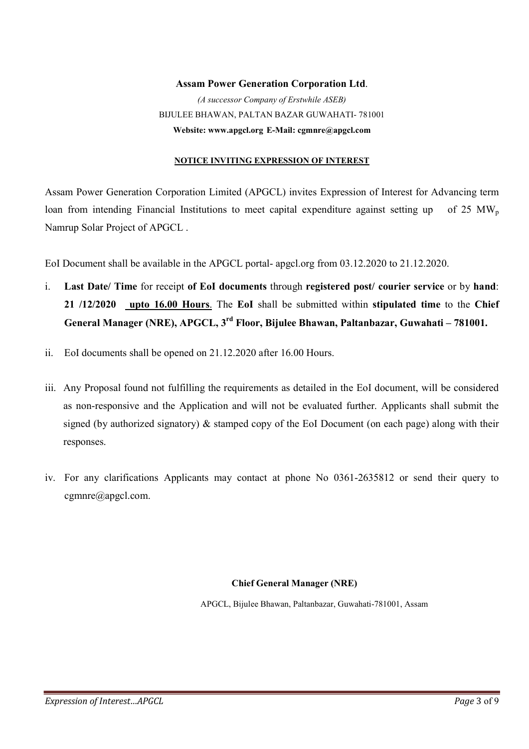**Assam Power Generation Corporation Ltd**.

*(A successor Company of Erstwhile ASEB)*

BIJULEE BHAWAN, PALTAN BAZAR GUWAHATI- 781001

**Website: www.apgcl.org E-Mail: cgmnre@apgcl.com**

## NOTICE INVITING EXPRESSION OF INTEREST

Assam Power Generation Corporation Limited (APGCL) invites Expression of Interest for Advancing term loan from intending Financial Institutions to meet capital expenditure against setting up of 25 $MW_p$ Namrup Solar Project of APGCL .

EoI Document shall be available in the APGCL portal- apgcl.org from 03.12.2020 to 21.12.2020.

i. **Last Date/ Time** for receipt **of EoI documents** through **registered post/ courier service** or by **hand**: **21 /12/2020 upto 16.00 Hours**. The **EoI** shall be submitted within **stipulated time** to the **Chief General Manager (NRE), APGCL, 3rd Floor, Bijulee Bhawan, Paltanbazar, Guwahati – 781001.**

ii. EoI documents shall be opened on 21.12.2020 after 16.00 Hours.

iii. Any Proposal found not fulfilling the requirements as detailed in the EoI document, will be considered as non-responsive and the Application and will not be evaluated further. Applicants shall submit the signed (by authorized signatory) & stamped copy of the EoI Document (on each page) along with their responses.

iv. For any clarifications Applicants may contact at phone No 0361-2635812 or send their query to cgmnre@apgcl.com.

**Chief General Manager (NRE)**

APGCL, Bijulee Bhawan, Paltanbazar, Guwahati-781001, Assam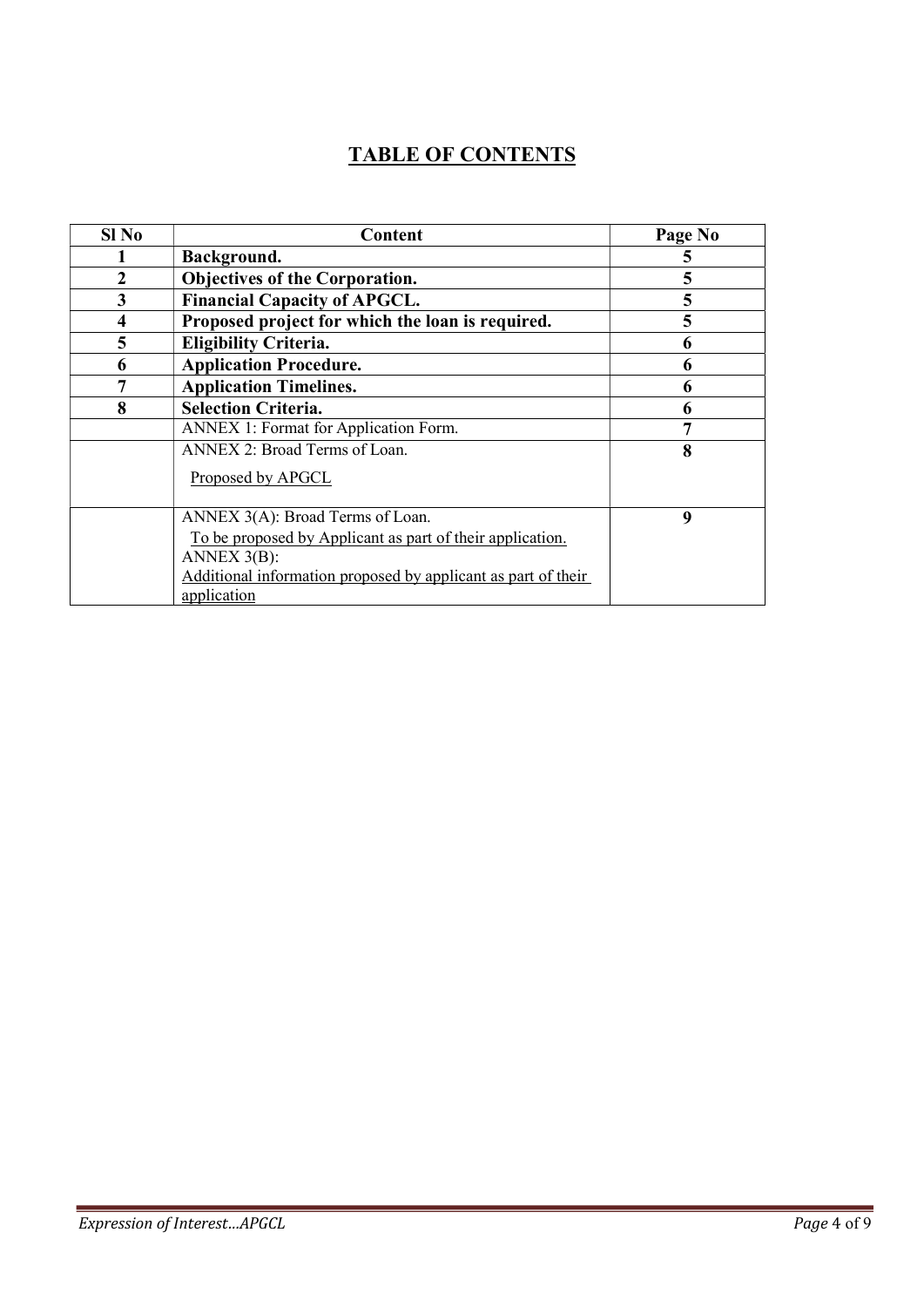# TABLE OF CONTENTS

| Sl No | Content | Page No |
|---|---|---|
| **1** | **Background.** | **5** |
| **2** | **Objectives of the Corporation.** | **5** |
| **3** | **Financial Capacity of APGCL.** | **5** |
| **4** | **Proposed project for which the loan is required.** | **5** |
| **5** | **Eligibility Criteria.** | **6** |
| **6** | **Application Procedure.** | **6** |
| **7** | **Application Timelines.** | **6** |
| **8** | **Selection Criteria.** | **6** |
| | ANNEX 1: Format for Application Form. | **7** |
| | ANNEX 2: Broad Terms of Loan. <br> Proposed by APGCL | **8** |
| | ANNEX 3(A): Broad Terms of Loan. <br> To be proposed by Applicant as part of their application. <br> ANNEX 3(B): <br> Additional information proposed by applicant as part of their application | **9** |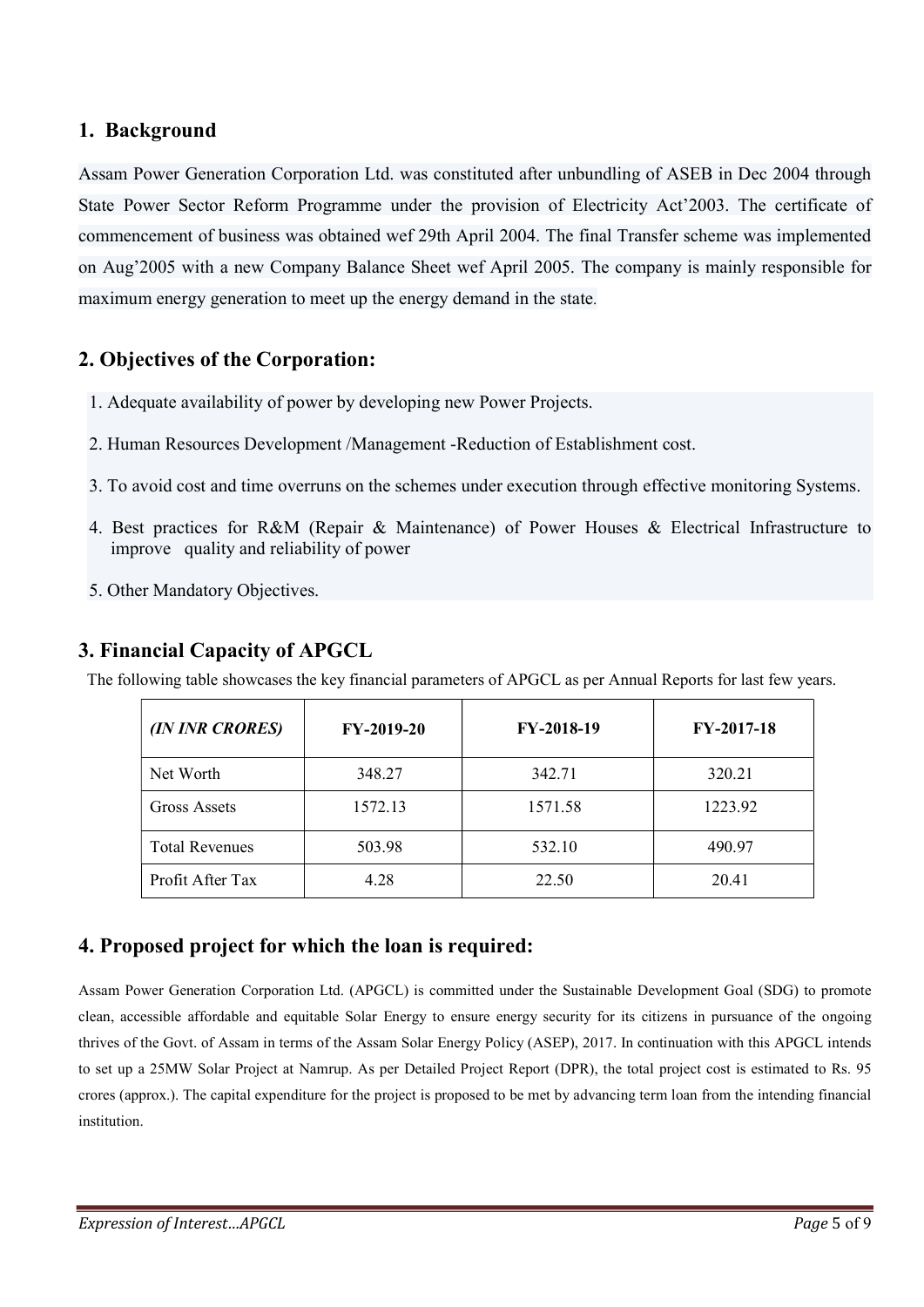## 1. Background

Assam Power Generation Corporation Ltd. was constituted after unbundling of ASEB in Dec 2004 through State Power Sector Reform Programme under the provision of Electricity Act'2003. The certificate of commencement of business was obtained wef 29th April 2004. The final Transfer scheme was implemented on Aug'2005 with a new Company Balance Sheet wef April 2005. The company is mainly responsible for maximum energy generation to meet up the energy demand in the state.

## 2. Objectives of the Corporation:

1. Adequate availability of power by developing new Power Projects.
2. Human Resources Development /Management -Reduction of Establishment cost.
3. To avoid cost and time overruns on the schemes under execution through effective monitoring Systems.
4. Best practices for R&M (Repair & Maintenance) of Power Houses & Electrical Infrastructure to improve quality and reliability of power
5. Other Mandatory Objectives.

## 3. Financial Capacity of APGCL

The following table showcases the key financial parameters of APGCL as per Annual Reports for last few years.

| *(IN INR CRORES)* | FY-2019-20 | FY-2018-19 | FY-2017-18 |
|---|---|---|---|
| Net Worth | 348.27 | 342.71 | 320.21 |
| Gross Assets | 1572.13 | 1571.58 | 1223.92 |
| Total Revenues | 503.98 | 532.10 | 490.97 |
| Profit After Tax | 4.28 | 22.50 | 20.41 |

## 4. Proposed project for which the loan is required:

Assam Power Generation Corporation Ltd. (APGCL) is committed under the Sustainable Development Goal (SDG) to promote clean, accessible affordable and equitable Solar Energy to ensure energy security for its citizens in pursuance of the ongoing thrives of the Govt. of Assam in terms of the Assam Solar Energy Policy (ASEP), 2017. In continuation with this APGCL intends to set up a 25MW Solar Project at Namrup. As per Detailed Project Report (DPR), the total project cost is estimated to Rs. 95 crores (approx.). The capital expenditure for the project is proposed to be met by advancing term loan from the intending financial institution.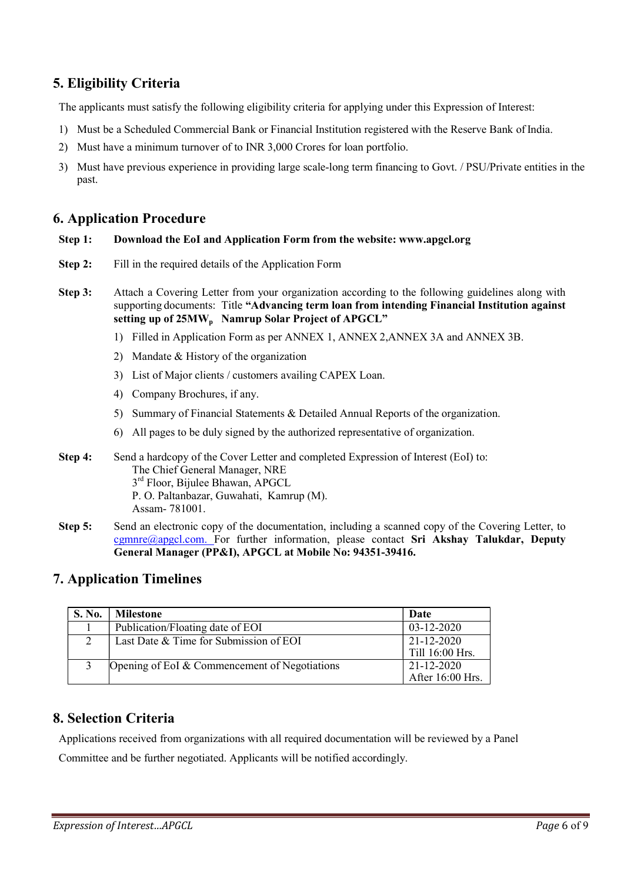## 5. Eligibility Criteria

The applicants must satisfy the following eligibility criteria for applying under this Expression of Interest:

1) Must be a Scheduled Commercial Bank or Financial Institution registered with the Reserve Bank of India.
2) Must have a minimum turnover of to INR 3,000 Crores for loan portfolio.
3) Must have previous experience in providing large scale-long term financing to Govt. / PSU/Private entities in the past.

## 6. Application Procedure

**Step 1:** **Download the EoI and Application Form from the website: www.apgcl.org**

**Step 2:** Fill in the required details of the Application Form

**Step 3:** Attach a Covering Letter from your organization according to the following guidelines along with supporting documents: Title **"Advancing term loan from intending Financial Institution against setting up of 25MW$_p$ Namrup Solar Project of APGCL"**

1) Filled in Application Form as per ANNEX 1, ANNEX 2,ANNEX 3A and ANNEX 3B.
2) Mandate & History of the organization
3) List of Major clients / customers availing CAPEX Loan.
4) Company Brochures, if any.
5) Summary of Financial Statements & Detailed Annual Reports of the organization.
6) All pages to be duly signed by the authorized representative of organization.

**Step 4:** Send a hardcopy of the Cover Letter and completed Expression of Interest (EoI) to:
The Chief General Manager, NRE
3rd Floor, Bijulee Bhawan, APGCL
P. O. Paltanbazar, Guwahati, Kamrup (M).
Assam- 781001.

**Step 5:** Send an electronic copy of the documentation, including a scanned copy of the Covering Letter, to cgmnre@apgcl.com. For further information, please contact **Sri Akshay Talukdar, Deputy General Manager (PP&I), APGCL at Mobile No: 94351-39416.**

## 7. Application Timelines

| S. No. | Milestone | Date |
|---|---|---|
| 1 | Publication/Floating date of EOI | 03-12-2020 |
| 2 | Last Date & Time for Submission of EOI | 21-12-2020 Till 16:00 Hrs. |
| 3 | Opening of EoI & Commencement of Negotiations | 21-12-2020 After 16:00 Hrs. |

## 8. Selection Criteria

Applications received from organizations with all required documentation will be reviewed by a Panel Committee and be further negotiated. Applicants will be notified accordingly.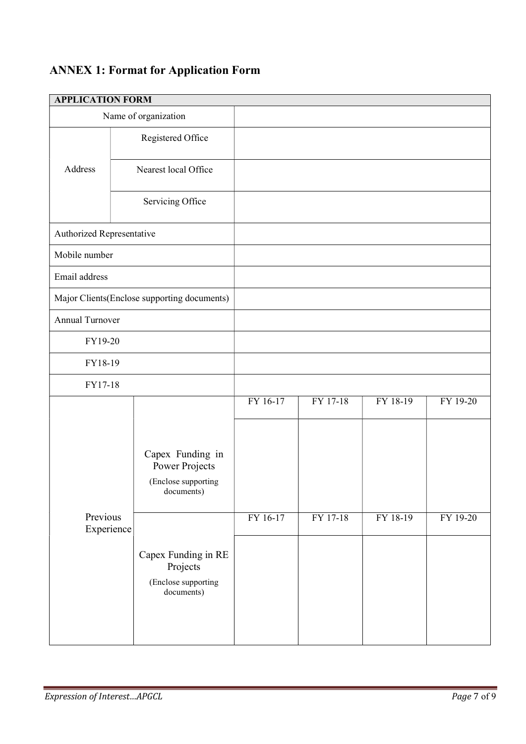## ANNEX 1: Format for Application Form

| APPLICATION FORM | | | | | |
|---|---|---|---|---|---|
| Name of organization | | | | | |
| Address | Registered Office | | | | |
| | Nearest local Office | | | | |
| | Servicing Office | | | | |
| Authorized Representative | | | | | |
| Mobile number | | | | | |
| Email address | | | | | |
| Major Clients(Enclose supporting documents) | | | | | |
| Annual Turnover | | | | | |
| FY19-20 | | | | | |
| FY18-19 | | | | | |
| FY17-18 | | | | | |
| Previous Experience | Capex Funding in Power Projects (Enclose supporting documents) | FY 16-17 | FY 17-18 | FY 18-19 | FY 19-20 |
| | | | | | |
| | Capex Funding in RE Projects (Enclose supporting documents) | FY 16-17 | FY 17-18 | FY 18-19 | FY 19-20 |
| | | | | | |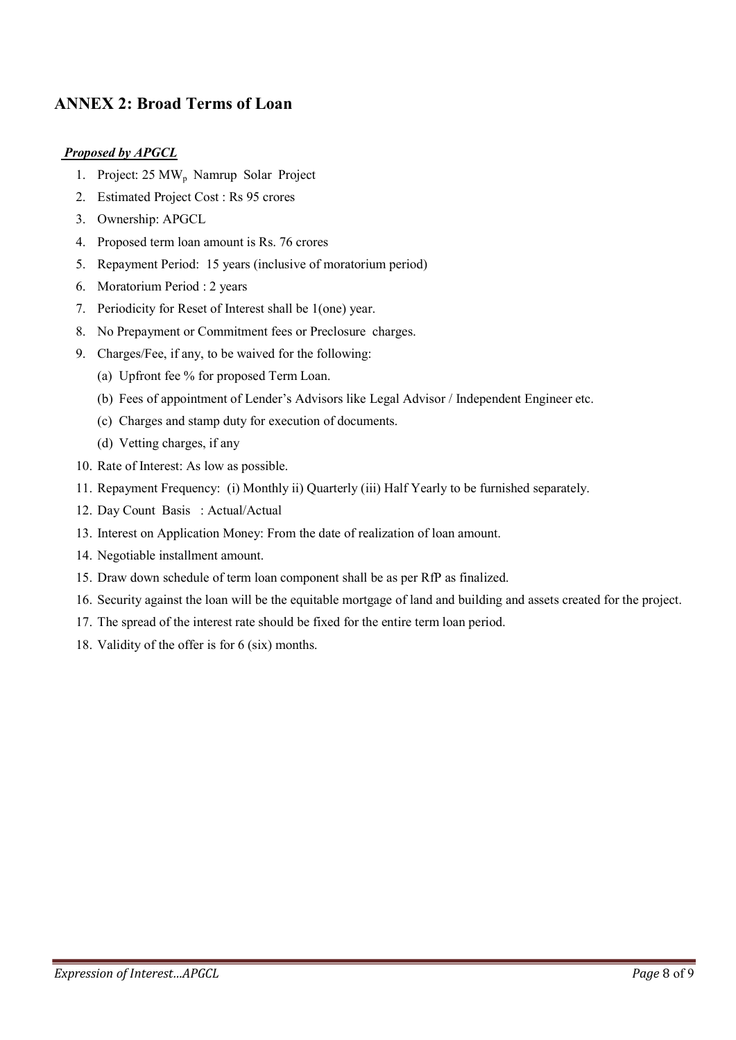## ANNEX 2: Broad Terms of Loan

***Proposed by APGCL***

1. Project: 25 $MW_p$ Namrup Solar Project
2. Estimated Project Cost : Rs 95 crores
3. Ownership: APGCL
4. Proposed term loan amount is Rs. 76 crores
5. Repayment Period: 15 years (inclusive of moratorium period)
6. Moratorium Period : 2 years
7. Periodicity for Reset of Interest shall be 1(one) year.
8. No Prepayment or Commitment fees or Preclosure charges.
9. Charges/Fee, if any, to be waived for the following:
   - (a) Upfront fee % for proposed Term Loan.
   - (b) Fees of appointment of Lender's Advisors like Legal Advisor / Independent Engineer etc.
   - (c) Charges and stamp duty for execution of documents.
   - (d) Vetting charges, if any
10. Rate of Interest: As low as possible.
11. Repayment Frequency: (i) Monthly ii) Quarterly (iii) Half Yearly to be furnished separately.
12. Day Count Basis : Actual/Actual
13. Interest on Application Money: From the date of realization of loan amount.
14. Negotiable installment amount.
15. Draw down schedule of term loan component shall be as per RfP as finalized.
16. Security against the loan will be the equitable mortgage of land and building and assets created for the project.
17. The spread of the interest rate should be fixed for the entire term loan period.
18. Validity of the offer is for 6 (six) months.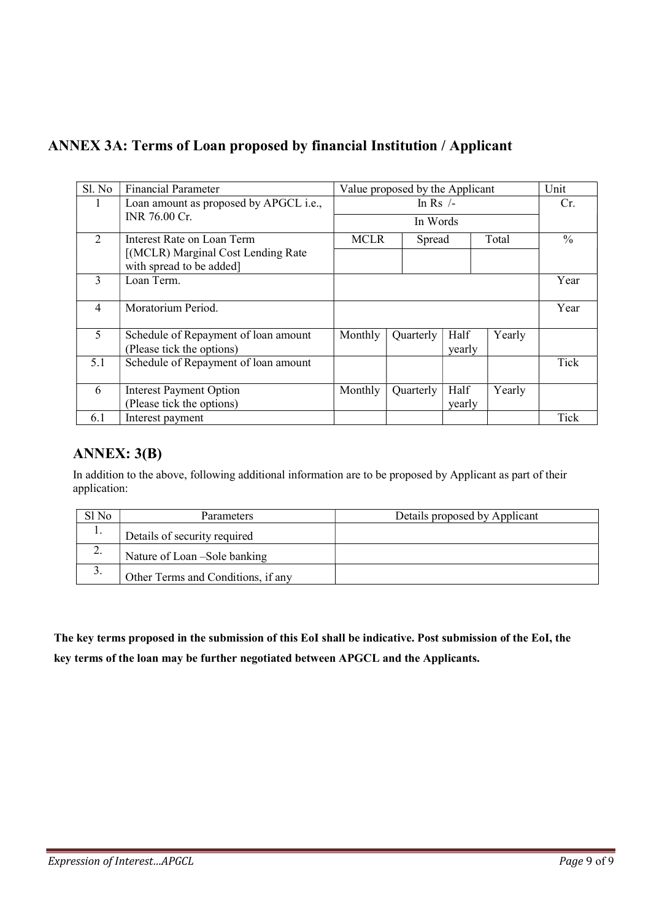## ANNEX 3A: Terms of Loan proposed by financial Institution / Applicant

| Sl. No | Financial Parameter | Value proposed by the Applicant | | | | Unit |
|---|---|---|---|---|---|---|
| 1 | Loan amount as proposed by APGCL i.e., INR 76.00 Cr. | In Rs /- | | | | Cr. |
| | | In Words | | | | |
| 2 | Interest Rate on Loan Term [(MCLR) Marginal Cost Lending Rate with spread to be added] | MCLR | Spread | | Total | % |
| | | | | | | |
| 3 | Loan Term. | | | | | Year |
| 4 | Moratorium Period. | | | | | Year |
| 5 | Schedule of Repayment of loan amount (Please tick the options) | Monthly | Quarterly | Half yearly | Yearly | |
| 5.1 | Schedule of Repayment of loan amount | | | | | Tick |
| 6 | Interest Payment Option (Please tick the options) | Monthly | Quarterly | Half yearly | Yearly | |
| 6.1 | Interest payment | | | | | Tick |

## ANNEX: 3(B)

In addition to the above, following additional information are to be proposed by Applicant as part of their application:

| Sl No | Parameters | Details proposed by Applicant |
|---|---|---|
| 1. | Details of security required | |
| 2. | Nature of Loan –Sole banking | |
| 3. | Other Terms and Conditions, if any | |

**The key terms proposed in the submission of this EoI shall be indicative. Post submission of the EoI, the key terms of the loan may be further negotiated between APGCL and the Applicants.**